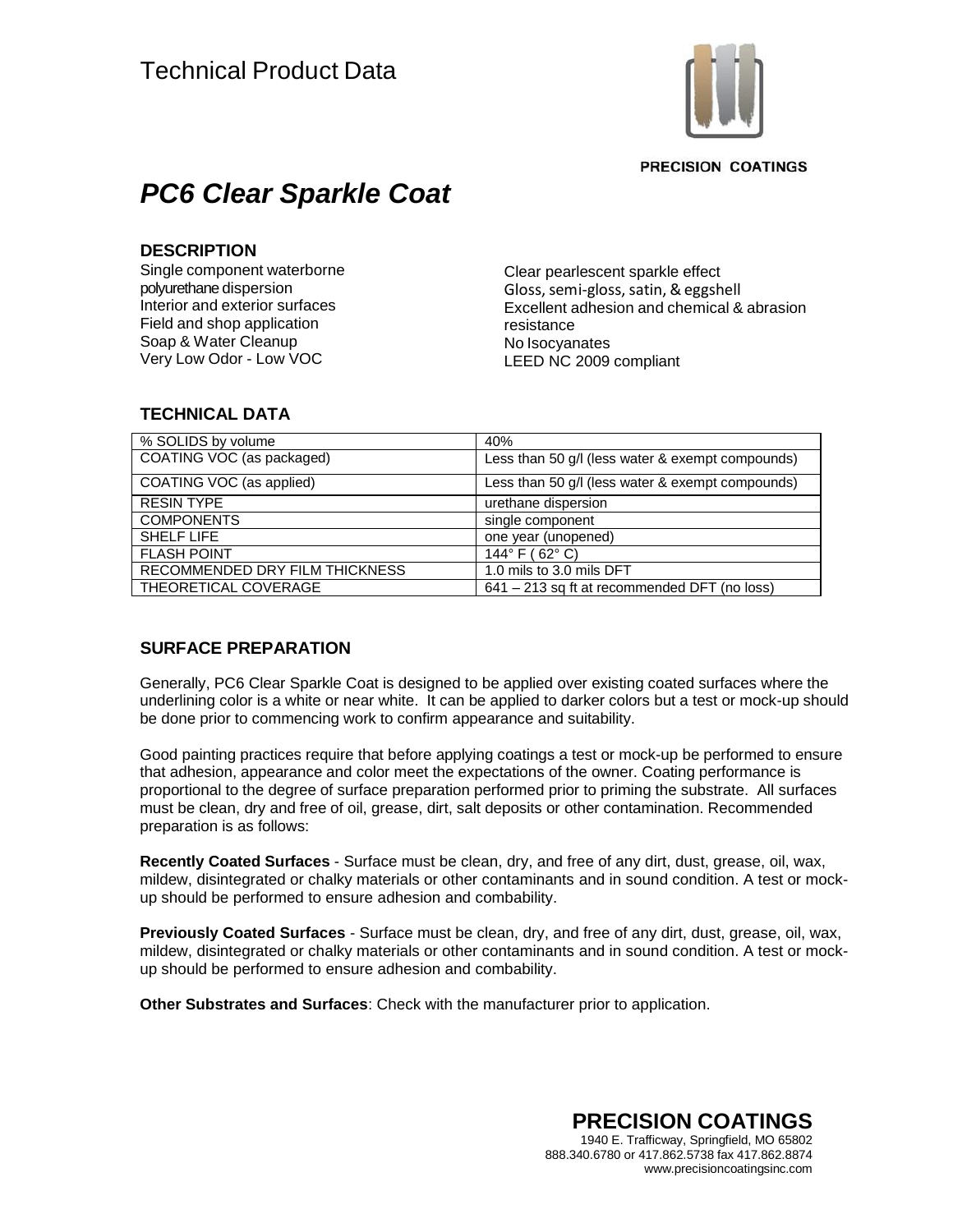Technical Product Data

PRECISION COATINGS

# *PC6 Clear Sparkle Coat*

## DESCRIPTION

Single component waterborne polyurethane dispersion
Interior and exterior surfaces
Field and shop application
Soap & Water Cleanup
Very Low Odor - Low VOC

Clear pearlescent sparkle effect
Gloss, semi-gloss, satin, & eggshell
Excellent adhesion and chemical & abrasion resistance
No Isocyanates
LEED NC 2009 compliant

## TECHNICAL DATA

| % SOLIDS by volume | 40% |
|---|---|
| COATING VOC (as packaged) | Less than 50 g/l (less water & exempt compounds) |
| COATING VOC (as applied) | Less than 50 g/l (less water & exempt compounds) |
| RESIN TYPE | urethane dispersion |
| COMPONENTS | single component |
| SHELF LIFE | one year (unopened) |
| FLASH POINT | 144° F ( 62° C) |
| RECOMMENDED DRY FILM THICKNESS | 1.0 mils to 3.0 mils DFT |
| THEORETICAL COVERAGE | 641 – 213 sq ft at recommended DFT (no loss) |

## SURFACE PREPARATION

Generally, PC6 Clear Sparkle Coat is designed to be applied over existing coated surfaces where the underlining color is a white or near white. It can be applied to darker colors but a test or mock-up should be done prior to commencing work to confirm appearance and suitability.

Good painting practices require that before applying coatings a test or mock-up be performed to ensure that adhesion, appearance and color meet the expectations of the owner. Coating performance is proportional to the degree of surface preparation performed prior to priming the substrate. All surfaces must be clean, dry and free of oil, grease, dirt, salt deposits or other contamination. Recommended preparation is as follows:

**Recently Coated Surfaces** - Surface must be clean, dry, and free of any dirt, dust, grease, oil, wax, mildew, disintegrated or chalky materials or other contaminants and in sound condition. A test or mock-up should be performed to ensure adhesion and combability.

**Previously Coated Surfaces** - Surface must be clean, dry, and free of any dirt, dust, grease, oil, wax, mildew, disintegrated or chalky materials or other contaminants and in sound condition. A test or mock-up should be performed to ensure adhesion and combability.

**Other Substrates and Surfaces**: Check with the manufacturer prior to application.

**PRECISION COATINGS**
1940 E. Trafficway, Springfield, MO 65802
888.340.6780 or 417.862.5738 fax 417.862.8874
www.precisioncoatingsinc.com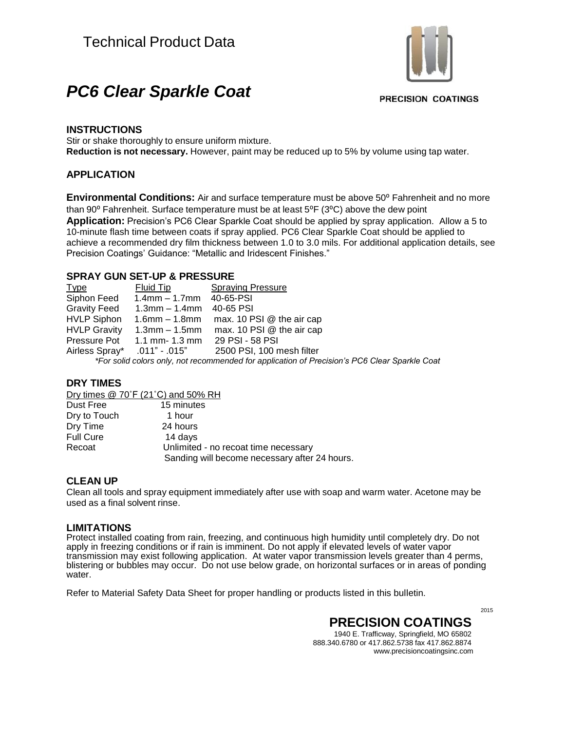# Technical Product Data

## *PC6 Clear Sparkle Coat*

PRECISION COATINGS

### INSTRUCTIONS

Stir or shake thoroughly to ensure uniform mixture.
**Reduction is not necessary.** However, paint may be reduced up to 5% by volume using tap water.

### APPLICATION

**Environmental Conditions:** Air and surface temperature must be above 50º Fahrenheit and no more than 90º Fahrenheit. Surface temperature must be at least 5ºF (3ºC) above the dew point
**Application:** Precision's PC6 Clear Sparkle Coat should be applied by spray application. Allow a 5 to 10-minute flash time between coats if spray applied. PC6 Clear Sparkle Coat should be applied to achieve a recommended dry film thickness between 1.0 to 3.0 mils. For additional application details, see Precision Coatings' Guidance: "Metallic and Iridescent Finishes."

### SPRAY GUN SET-UP & PRESSURE

| Type | Fluid Tip | Spraying Pressure |
|---|---|---|
| Siphon Feed | 1.4mm – 1.7mm | 40-65-PSI |
| Gravity Feed | 1.3mm – 1.4mm | 40-65 PSI |
| HVLP Siphon | 1.6mm – 1.8mm | max. 10 PSI @ the air cap |
| HVLP Gravity | 1.3mm – 1.5mm | max. 10 PSI @ the air cap |
| Pressure Pot | 1.1 mm- 1.3 mm | 29 PSI - 58 PSI |
| Airless Spray* | .011" - .015" | 2500 PSI, 100 mesh filter |

*\*For solid colors only, not recommended for application of Precision's PC6 Clear Sparkle Coat*

### DRY TIMES

Dry times @ 70˚F (21˚C) and 50% RH

| | |
|---|---|
| Dust Free | 15 minutes |
| Dry to Touch | 1 hour |
| Dry Time | 24 hours |
| Full Cure | 14 days |
| Recoat | Unlimited - no recoat time necessary<br>Sanding will become necessary after 24 hours. |

### CLEAN UP

Clean all tools and spray equipment immediately after use with soap and warm water. Acetone may be used as a final solvent rinse.

### LIMITATIONS

Protect installed coating from rain, freezing, and continuous high humidity until completely dry. Do not apply in freezing conditions or if rain is imminent. Do not apply if elevated levels of water vapor transmission may exist following application. At water vapor transmission levels greater than 4 perms, blistering or bubbles may occur. Do not use below grade, on horizontal surfaces or in areas of ponding water.

Refer to Material Safety Data Sheet for proper handling or products listed in this bulletin.

2015

**PRECISION COATINGS**
1940 E. Trafficway, Springfield, MO 65802
888.340.6780 or 417.862.5738 fax 417.862.8874
www.precisioncoatingsinc.com